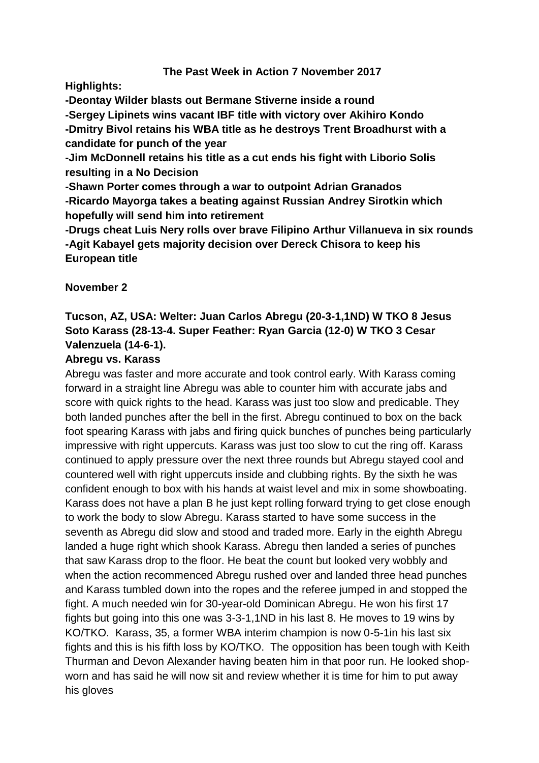# The Past Week in Action 7 November 2017

**Highlights:**

**-Deontay Wilder blasts out Bermane Stiverne inside a round**

**-Sergey Lipinets wins vacant IBF title with victory over Akihiro Kondo**

**-Dmitry Bivol retains his WBA title as he destroys Trent Broadhurst with a candidate for punch of the year**

**-Jim McDonnell retains his title as a cut ends his fight with Liborio Solis resulting in a No Decision**

**-Shawn Porter comes through a war to outpoint Adrian Granados**

**-Ricardo Mayorga takes a beating against Russian Andrey Sirotkin which hopefully will send him into retirement**

**-Drugs cheat Luis Nery rolls over brave Filipino Arthur Villanueva in six rounds**

**-Agit Kabayel gets majority decision over Dereck Chisora to keep his European title**

## November 2

**Tucson, AZ, USA: Welter: Juan Carlos Abregu (20-3-1,1ND) W TKO 8 Jesus Soto Karass (28-13-4. Super Feather: Ryan Garcia (12-0) W TKO 3 Cesar Valenzuela (14-6-1).**

**Abregu vs. Karass**

Abregu was faster and more accurate and took control early. With Karass coming forward in a straight line Abregu was able to counter him with accurate jabs and score with quick rights to the head. Karass was just too slow and predicable. They both landed punches after the bell in the first. Abregu continued to box on the back foot spearing Karass with jabs and firing quick bunches of punches being particularly impressive with right uppercuts. Karass was just too slow to cut the ring off. Karass continued to apply pressure over the next three rounds but Abregu stayed cool and countered well with right uppercuts inside and clubbing rights. By the sixth he was confident enough to box with his hands at waist level and mix in some showboating. Karass does not have a plan B he just kept rolling forward trying to get close enough to work the body to slow Abregu. Karass started to have some success in the seventh as Abregu did slow and stood and traded more. Early in the eighth Abregu landed a huge right which shook Karass. Abregu then landed a series of punches that saw Karass drop to the floor. He beat the count but looked very wobbly and when the action recommenced Abregu rushed over and landed three head punches and Karass tumbled down into the ropes and the referee jumped in and stopped the fight. A much needed win for 30-year-old Dominican Abregu. He won his first 17 fights but going into this one was 3-3-1,1ND in his last 8. He moves to 19 wins by KO/TKO. Karass, 35, a former WBA interim champion is now 0-5-1in his last six fights and this is his fifth loss by KO/TKO. The opposition has been tough with Keith Thurman and Devon Alexander having beaten him in that poor run. He looked shop-worn and has said he will now sit and review whether it is time for him to put away his gloves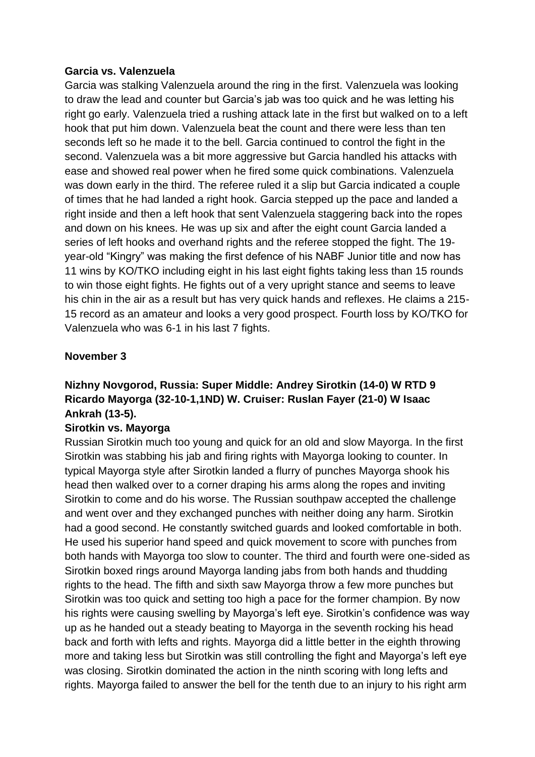**Garcia vs. Valenzuela**

Garcia was stalking Valenzuela around the ring in the first. Valenzuela was looking to draw the lead and counter but Garcia's jab was too quick and he was letting his right go early. Valenzuela tried a rushing attack late in the first but walked on to a left hook that put him down. Valenzuela beat the count and there were less than ten seconds left so he made it to the bell. Garcia continued to control the fight in the second. Valenzuela was a bit more aggressive but Garcia handled his attacks with ease and showed real power when he fired some quick combinations. Valenzuela was down early in the third. The referee ruled it a slip but Garcia indicated a couple of times that he had landed a right hook. Garcia stepped up the pace and landed a right inside and then a left hook that sent Valenzuela staggering back into the ropes and down on his knees. He was up six and after the eight count Garcia landed a series of left hooks and overhand rights and the referee stopped the fight. The 19-year-old "Kingry" was making the first defence of his NABF Junior title and now has 11 wins by KO/TKO including eight in his last eight fights taking less than 15 rounds to win those eight fights. He fights out of a very upright stance and seems to leave his chin in the air as a result but has very quick hands and reflexes. He claims a 215-15 record as an amateur and looks a very good prospect. Fourth loss by KO/TKO for Valenzuela who was 6-1 in his last 7 fights.

**November 3**

**Nizhny Novgorod, Russia: Super Middle: Andrey Sirotkin (14-0) W RTD 9 Ricardo Mayorga (32-10-1,1ND) W. Cruiser: Ruslan Fayer (21-0) W Isaac Ankrah (13-5).**

**Sirotkin vs. Mayorga**

Russian Sirotkin much too young and quick for an old and slow Mayorga. In the first Sirotkin was stabbing his jab and firing rights with Mayorga looking to counter. In typical Mayorga style after Sirotkin landed a flurry of punches Mayorga shook his head then walked over to a corner draping his arms along the ropes and inviting Sirotkin to come and do his worse. The Russian southpaw accepted the challenge and went over and they exchanged punches with neither doing any harm. Sirotkin had a good second. He constantly switched guards and looked comfortable in both. He used his superior hand speed and quick movement to score with punches from both hands with Mayorga too slow to counter. The third and fourth were one-sided as Sirotkin boxed rings around Mayorga landing jabs from both hands and thudding rights to the head. The fifth and sixth saw Mayorga throw a few more punches but Sirotkin was too quick and setting too high a pace for the former champion. By now his rights were causing swelling by Mayorga's left eye. Sirotkin's confidence was way up as he handed out a steady beating to Mayorga in the seventh rocking his head back and forth with lefts and rights. Mayorga did a little better in the eighth throwing more and taking less but Sirotkin was still controlling the fight and Mayorga's left eye was closing. Sirotkin dominated the action in the ninth scoring with long lefts and rights. Mayorga failed to answer the bell for the tenth due to an injury to his right arm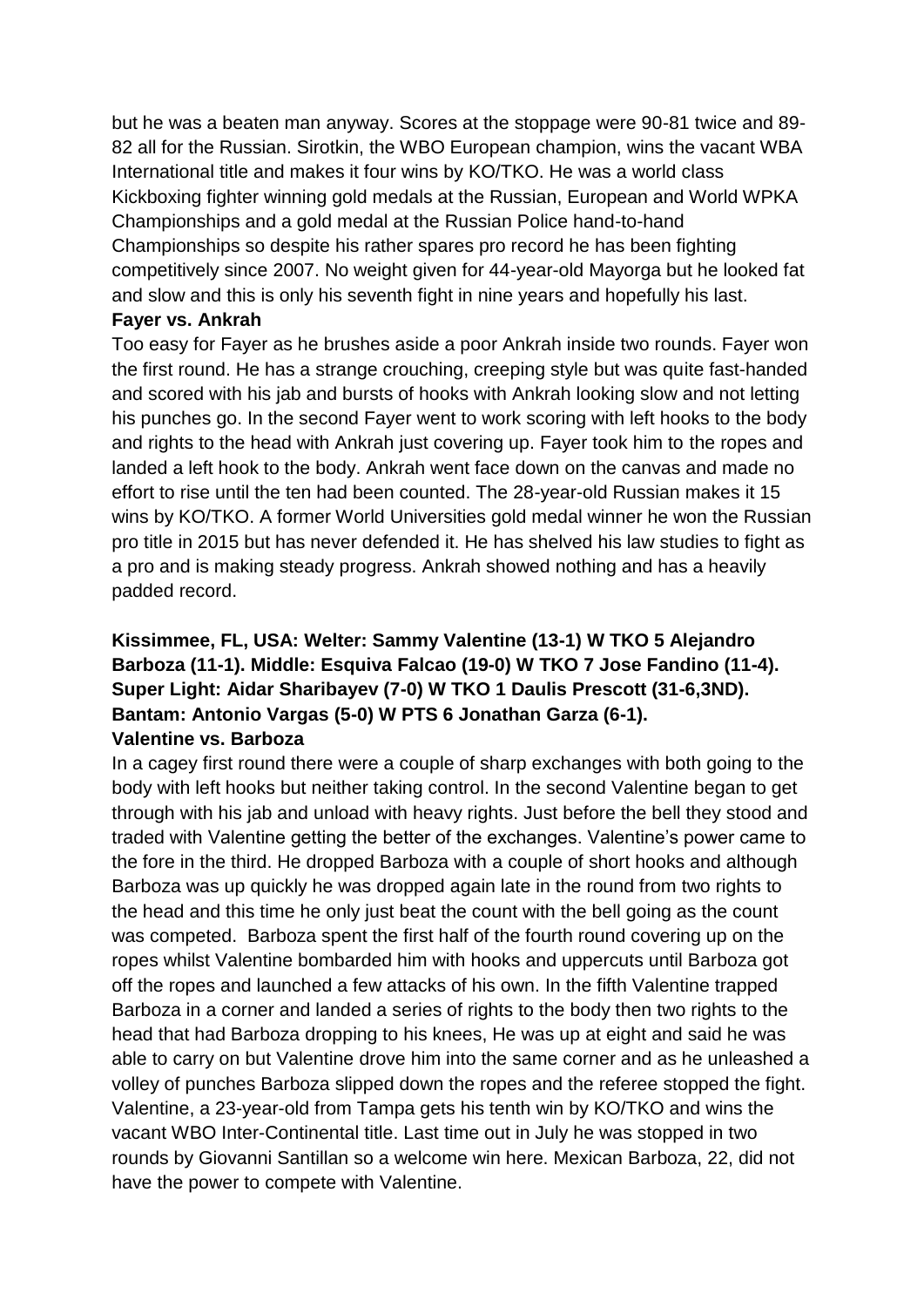but he was a beaten man anyway. Scores at the stoppage were 90-81 twice and 89-82 all for the Russian. Sirotkin, the WBO European champion, wins the vacant WBA International title and makes it four wins by KO/TKO. He was a world class Kickboxing fighter winning gold medals at the Russian, European and World WPKA Championships and a gold medal at the Russian Police hand-to-hand Championships so despite his rather spares pro record he has been fighting competitively since 2007. No weight given for 44-year-old Mayorga but he looked fat and slow and this is only his seventh fight in nine years and hopefully his last.

**Fayer vs. Ankrah**

Too easy for Fayer as he brushes aside a poor Ankrah inside two rounds. Fayer won the first round. He has a strange crouching, creeping style but was quite fast-handed and scored with his jab and bursts of hooks with Ankrah looking slow and not letting his punches go. In the second Fayer went to work scoring with left hooks to the body and rights to the head with Ankrah just covering up. Fayer took him to the ropes and landed a left hook to the body. Ankrah went face down on the canvas and made no effort to rise until the ten had been counted. The 28-year-old Russian makes it 15 wins by KO/TKO. A former World Universities gold medal winner he won the Russian pro title in 2015 but has never defended it. He has shelved his law studies to fight as a pro and is making steady progress. Ankrah showed nothing and has a heavily padded record.

**Kissimmee, FL, USA: Welter: Sammy Valentine (13-1) W TKO 5 Alejandro Barboza (11-1). Middle: Esquiva Falcao (19-0) W TKO 7 Jose Fandino (11-4). Super Light: Aidar Sharibayev (7-0) W TKO 1 Daulis Prescott (31-6,3ND). Bantam: Antonio Vargas (5-0) W PTS 6 Jonathan Garza (6-1).**

**Valentine vs. Barboza**

In a cagey first round there were a couple of sharp exchanges with both going to the body with left hooks but neither taking control. In the second Valentine began to get through with his jab and unload with heavy rights. Just before the bell they stood and traded with Valentine getting the better of the exchanges. Valentine's power came to the fore in the third. He dropped Barboza with a couple of short hooks and although Barboza was up quickly he was dropped again late in the round from two rights to the head and this time he only just beat the count with the bell going as the count was competed. Barboza spent the first half of the fourth round covering up on the ropes whilst Valentine bombarded him with hooks and uppercuts until Barboza got off the ropes and launched a few attacks of his own. In the fifth Valentine trapped Barboza in a corner and landed a series of rights to the body then two rights to the head that had Barboza dropping to his knees, He was up at eight and said he was able to carry on but Valentine drove him into the same corner and as he unleashed a volley of punches Barboza slipped down the ropes and the referee stopped the fight. Valentine, a 23-year-old from Tampa gets his tenth win by KO/TKO and wins the vacant WBO Inter-Continental title. Last time out in July he was stopped in two rounds by Giovanni Santillan so a welcome win here. Mexican Barboza, 22, did not have the power to compete with Valentine.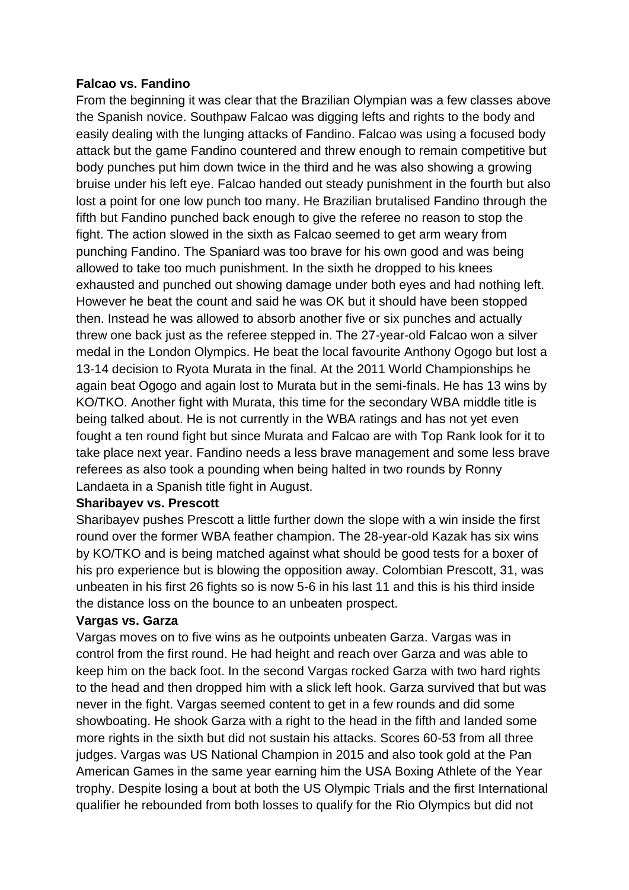**Falcao vs. Fandino**

From the beginning it was clear that the Brazilian Olympian was a few classes above the Spanish novice. Southpaw Falcao was digging lefts and rights to the body and easily dealing with the lunging attacks of Fandino. Falcao was using a focused body attack but the game Fandino countered and threw enough to remain competitive but body punches put him down twice in the third and he was also showing a growing bruise under his left eye. Falcao handed out steady punishment in the fourth but also lost a point for one low punch too many. He Brazilian brutalised Fandino through the fifth but Fandino punched back enough to give the referee no reason to stop the fight. The action slowed in the sixth as Falcao seemed to get arm weary from punching Fandino. The Spaniard was too brave for his own good and was being allowed to take too much punishment. In the sixth he dropped to his knees exhausted and punched out showing damage under both eyes and had nothing left. However he beat the count and said he was OK but it should have been stopped then. Instead he was allowed to absorb another five or six punches and actually threw one back just as the referee stepped in. The 27-year-old Falcao won a silver medal in the London Olympics. He beat the local favourite Anthony Ogogo but lost a 13-14 decision to Ryota Murata in the final. At the 2011 World Championships he again beat Ogogo and again lost to Murata but in the semi-finals. He has 13 wins by KO/TKO. Another fight with Murata, this time for the secondary WBA middle title is being talked about. He is not currently in the WBA ratings and has not yet even fought a ten round fight but since Murata and Falcao are with Top Rank look for it to take place next year. Fandino needs a less brave management and some less brave referees as also took a pounding when being halted in two rounds by Ronny Landaeta in a Spanish title fight in August.

**Sharibayev vs. Prescott**

Sharibayev pushes Prescott a little further down the slope with a win inside the first round over the former WBA feather champion. The 28-year-old Kazak has six wins by KO/TKO and is being matched against what should be good tests for a boxer of his pro experience but is blowing the opposition away. Colombian Prescott, 31, was unbeaten in his first 26 fights so is now 5-6 in his last 11 and this is his third inside the distance loss on the bounce to an unbeaten prospect.

**Vargas vs. Garza**

Vargas moves on to five wins as he outpoints unbeaten Garza. Vargas was in control from the first round. He had height and reach over Garza and was able to keep him on the back foot. In the second Vargas rocked Garza with two hard rights to the head and then dropped him with a slick left hook. Garza survived that but was never in the fight. Vargas seemed content to get in a few rounds and did some showboating. He shook Garza with a right to the head in the fifth and landed some more rights in the sixth but did not sustain his attacks. Scores 60-53 from all three judges. Vargas was US National Champion in 2015 and also took gold at the Pan American Games in the same year earning him the USA Boxing Athlete of the Year trophy. Despite losing a bout at both the US Olympic Trials and the first International qualifier he rebounded from both losses to qualify for the Rio Olympics but did not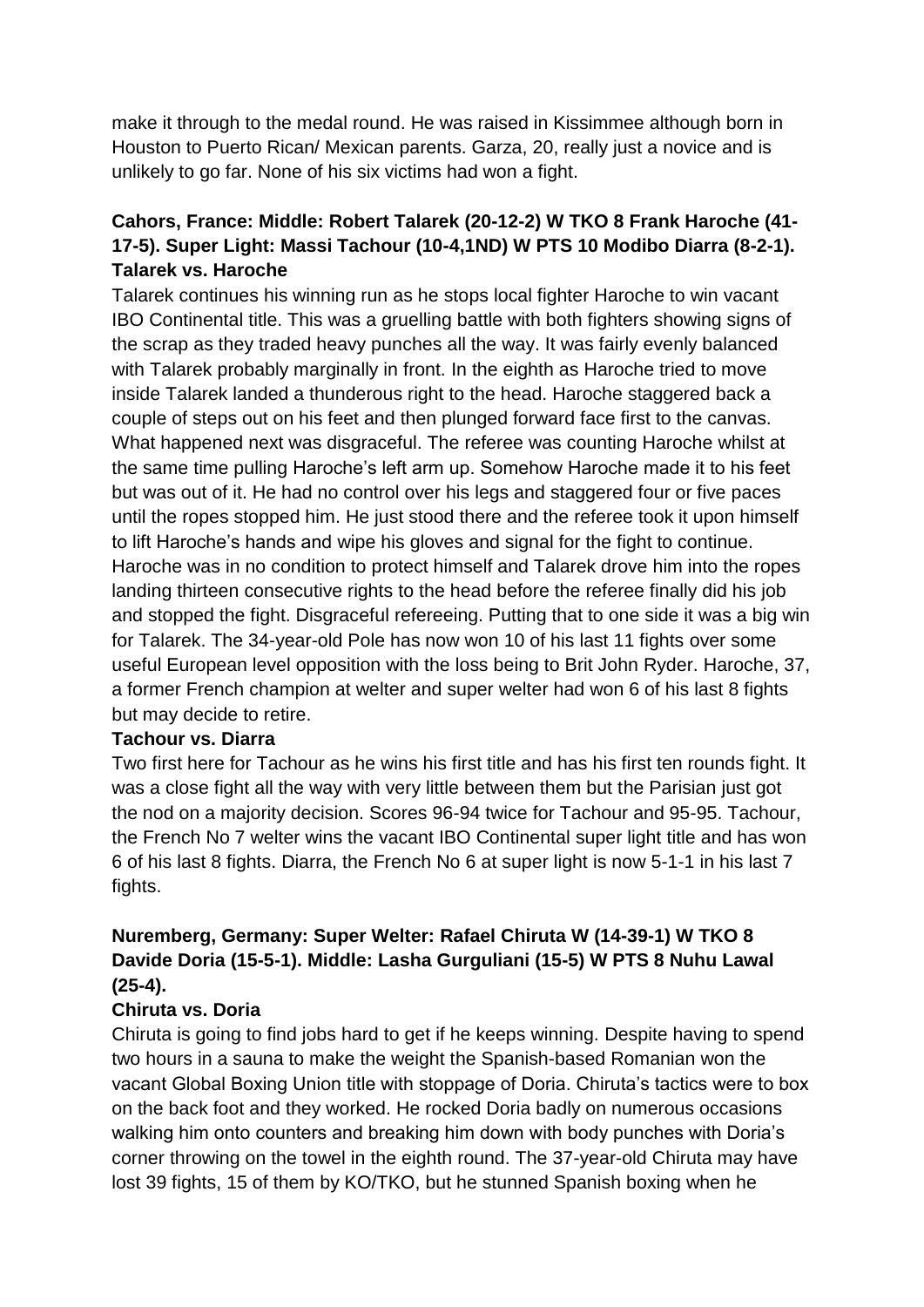make it through to the medal round. He was raised in Kissimmee although born in Houston to Puerto Rican/ Mexican parents. Garza, 20, really just a novice and is unlikely to go far. None of his six victims had won a fight.

**Cahors, France: Middle: Robert Talarek (20-12-2) W TKO 8 Frank Haroche (41-17-5). Super Light: Massi Tachour (10-4,1ND) W PTS 10 Modibo Diarra (8-2-1).**

**Talarek vs. Haroche**

Talarek continues his winning run as he stops local fighter Haroche to win vacant IBO Continental title. This was a gruelling battle with both fighters showing signs of the scrap as they traded heavy punches all the way. It was fairly evenly balanced with Talarek probably marginally in front. In the eighth as Haroche tried to move inside Talarek landed a thunderous right to the head. Haroche staggered back a couple of steps out on his feet and then plunged forward face first to the canvas. What happened next was disgraceful. The referee was counting Haroche whilst at the same time pulling Haroche's left arm up. Somehow Haroche made it to his feet but was out of it. He had no control over his legs and staggered four or five paces until the ropes stopped him. He just stood there and the referee took it upon himself to lift Haroche's hands and wipe his gloves and signal for the fight to continue. Haroche was in no condition to protect himself and Talarek drove him into the ropes landing thirteen consecutive rights to the head before the referee finally did his job and stopped the fight. Disgraceful refereeing. Putting that to one side it was a big win for Talarek. The 34-year-old Pole has now won 10 of his last 11 fights over some useful European level opposition with the loss being to Brit John Ryder. Haroche, 37, a former French champion at welter and super welter had won 6 of his last 8 fights but may decide to retire.

**Tachour vs. Diarra**

Two first here for Tachour as he wins his first title and has his first ten rounds fight. It was a close fight all the way with very little between them but the Parisian just got the nod on a majority decision. Scores 96-94 twice for Tachour and 95-95. Tachour, the French No 7 welter wins the vacant IBO Continental super light title and has won 6 of his last 8 fights. Diarra, the French No 6 at super light is now 5-1-1 in his last 7 fights.

**Nuremberg, Germany: Super Welter: Rafael Chiruta W (14-39-1) W TKO 8 Davide Doria (15-5-1). Middle: Lasha Gurguliani (15-5) W PTS 8 Nuhu Lawal (25-4).**

**Chiruta vs. Doria**

Chiruta is going to find jobs hard to get if he keeps winning. Despite having to spend two hours in a sauna to make the weight the Spanish-based Romanian won the vacant Global Boxing Union title with stoppage of Doria. Chiruta's tactics were to box on the back foot and they worked. He rocked Doria badly on numerous occasions walking him onto counters and breaking him down with body punches with Doria's corner throwing on the towel in the eighth round. The 37-year-old Chiruta may have lost 39 fights, 15 of them by KO/TKO, but he stunned Spanish boxing when he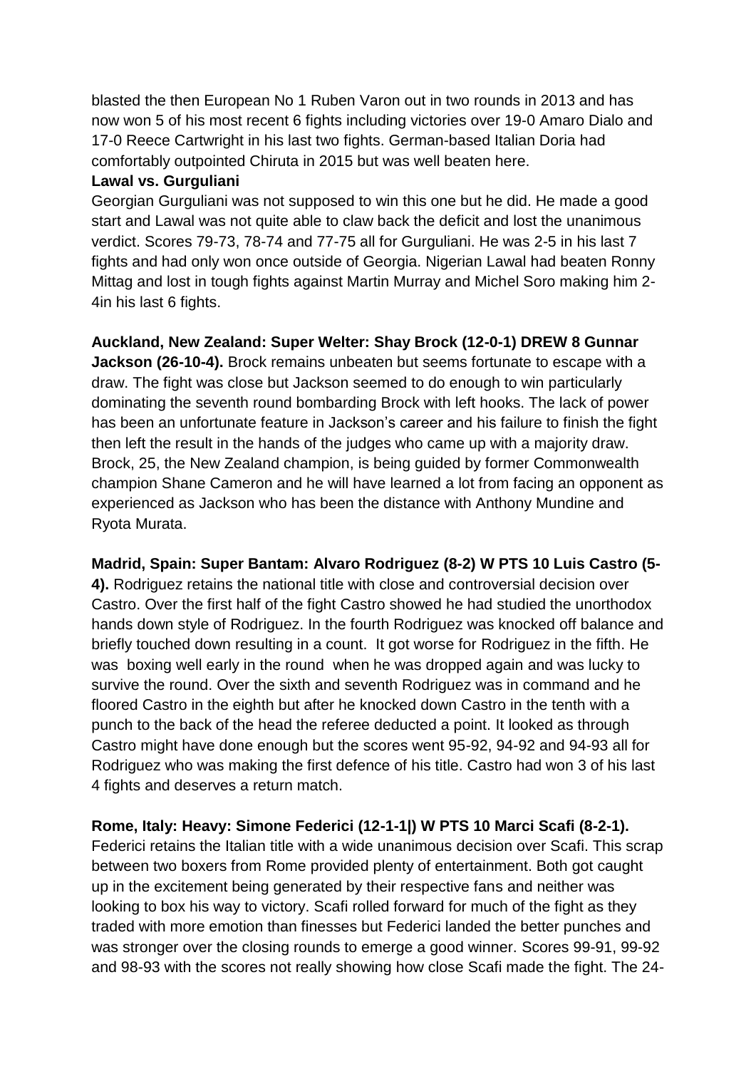blasted the then European No 1 Ruben Varon out in two rounds in 2013 and has now won 5 of his most recent 6 fights including victories over 19-0 Amaro Dialo and 17-0 Reece Cartwright in his last two fights. German-based Italian Doria had comfortably outpointed Chiruta in 2015 but was well beaten here.

**Lawal vs. Gurguliani**

Georgian Gurguliani was not supposed to win this one but he did. He made a good start and Lawal was not quite able to claw back the deficit and lost the unanimous verdict. Scores 79-73, 78-74 and 77-75 all for Gurguliani. He was 2-5 in his last 7 fights and had only won once outside of Georgia. Nigerian Lawal had beaten Ronny Mittag and lost in tough fights against Martin Murray and Michel Soro making him 2-4in his last 6 fights.

**Auckland, New Zealand: Super Welter: Shay Brock (12-0-1) DREW 8 Gunnar Jackson (26-10-4).** Brock remains unbeaten but seems fortunate to escape with a draw. The fight was close but Jackson seemed to do enough to win particularly dominating the seventh round bombarding Brock with left hooks. The lack of power has been an unfortunate feature in Jackson's career and his failure to finish the fight then left the result in the hands of the judges who came up with a majority draw. Brock, 25, the New Zealand champion, is being guided by former Commonwealth champion Shane Cameron and he will have learned a lot from facing an opponent as experienced as Jackson who has been the distance with Anthony Mundine and Ryota Murata.

**Madrid, Spain: Super Bantam: Alvaro Rodriguez (8-2) W PTS 10 Luis Castro (5-4).** Rodriguez retains the national title with close and controversial decision over Castro. Over the first half of the fight Castro showed he had studied the unorthodox hands down style of Rodriguez. In the fourth Rodriguez was knocked off balance and briefly touched down resulting in a count. It got worse for Rodriguez in the fifth. He was boxing well early in the round when he was dropped again and was lucky to survive the round. Over the sixth and seventh Rodriguez was in command and he floored Castro in the eighth but after he knocked down Castro in the tenth with a punch to the back of the head the referee deducted a point. It looked as through Castro might have done enough but the scores went 95-92, 94-92 and 94-93 all for Rodriguez who was making the first defence of his title. Castro had won 3 of his last 4 fights and deserves a return match.

**Rome, Italy: Heavy: Simone Federici (12-1-1|) W PTS 10 Marci Scafi (8-2-1).** Federici retains the Italian title with a wide unanimous decision over Scafi. This scrap between two boxers from Rome provided plenty of entertainment. Both got caught up in the excitement being generated by their respective fans and neither was looking to box his way to victory. Scafi rolled forward for much of the fight as they traded with more emotion than finesses but Federici landed the better punches and was stronger over the closing rounds to emerge a good winner. Scores 99-91, 99-92 and 98-93 with the scores not really showing how close Scafi made the fight. The 24-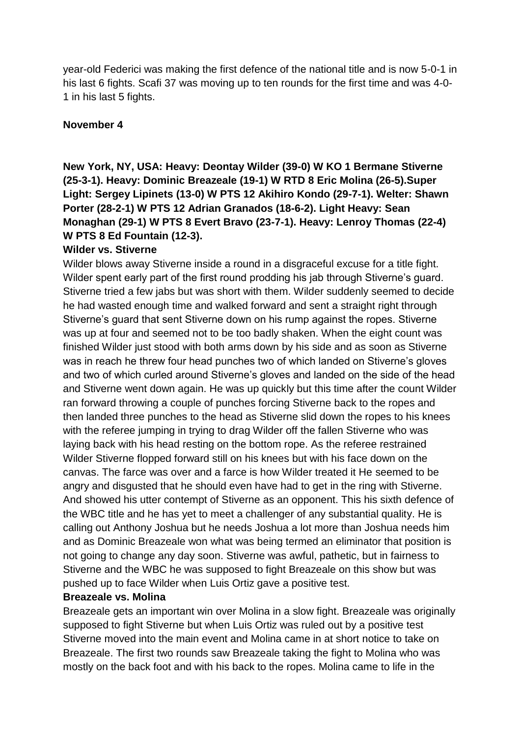year-old Federici was making the first defence of the national title and is now 5-0-1 in his last 6 fights. Scafi 37 was moving up to ten rounds for the first time and was 4-0-1 in his last 5 fights.

**November 4**

**New York, NY, USA: Heavy: Deontay Wilder (39-0) W KO 1 Bermane Stiverne (25-3-1). Heavy: Dominic Breazeale (19-1) W RTD 8 Eric Molina (26-5).Super Light: Sergey Lipinets (13-0) W PTS 12 Akihiro Kondo (29-7-1). Welter: Shawn Porter (28-2-1) W PTS 12 Adrian Granados (18-6-2). Light Heavy: Sean Monaghan (29-1) W PTS 8 Evert Bravo (23-7-1). Heavy: Lenroy Thomas (22-4) W PTS 8 Ed Fountain (12-3).**

**Wilder vs. Stiverne**

Wilder blows away Stiverne inside a round in a disgraceful excuse for a title fight. Wilder spent early part of the first round prodding his jab through Stiverne's guard. Stiverne tried a few jabs but was short with them. Wilder suddenly seemed to decide he had wasted enough time and walked forward and sent a straight right through Stiverne's guard that sent Stiverne down on his rump against the ropes. Stiverne was up at four and seemed not to be too badly shaken. When the eight count was finished Wilder just stood with both arms down by his side and as soon as Stiverne was in reach he threw four head punches two of which landed on Stiverne's gloves and two of which curled around Stiverne's gloves and landed on the side of the head and Stiverne went down again. He was up quickly but this time after the count Wilder ran forward throwing a couple of punches forcing Stiverne back to the ropes and then landed three punches to the head as Stiverne slid down the ropes to his knees with the referee jumping in trying to drag Wilder off the fallen Stiverne who was laying back with his head resting on the bottom rope. As the referee restrained Wilder Stiverne flopped forward still on his knees but with his face down on the canvas. The farce was over and a farce is how Wilder treated it He seemed to be angry and disgusted that he should even have had to get in the ring with Stiverne. And showed his utter contempt of Stiverne as an opponent. This his sixth defence of the WBC title and he has yet to meet a challenger of any substantial quality. He is calling out Anthony Joshua but he needs Joshua a lot more than Joshua needs him and as Dominic Breazeale won what was being termed an eliminator that position is not going to change any day soon. Stiverne was awful, pathetic, but in fairness to Stiverne and the WBC he was supposed to fight Breazeale on this show but was pushed up to face Wilder when Luis Ortiz gave a positive test.

**Breazeale vs. Molina**

Breazeale gets an important win over Molina in a slow fight. Breazeale was originally supposed to fight Stiverne but when Luis Ortiz was ruled out by a positive test Stiverne moved into the main event and Molina came in at short notice to take on Breazeale. The first two rounds saw Breazeale taking the fight to Molina who was mostly on the back foot and with his back to the ropes. Molina came to life in the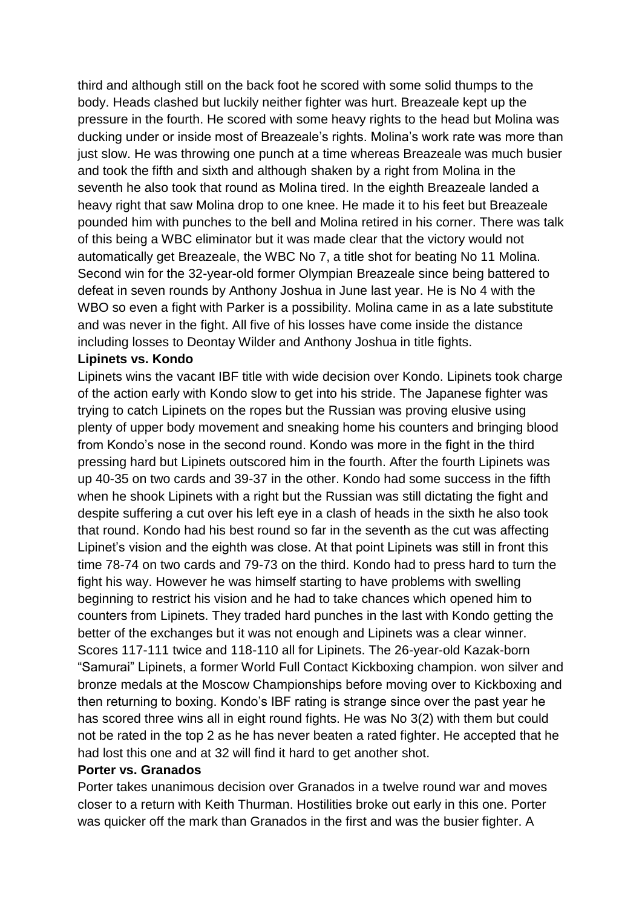third and although still on the back foot he scored with some solid thumps to the body. Heads clashed but luckily neither fighter was hurt. Breazeale kept up the pressure in the fourth. He scored with some heavy rights to the head but Molina was ducking under or inside most of Breazeale's rights. Molina's work rate was more than just slow. He was throwing one punch at a time whereas Breazeale was much busier and took the fifth and sixth and although shaken by a right from Molina in the seventh he also took that round as Molina tired. In the eighth Breazeale landed a heavy right that saw Molina drop to one knee. He made it to his feet but Breazeale pounded him with punches to the bell and Molina retired in his corner. There was talk of this being a WBC eliminator but it was made clear that the victory would not automatically get Breazeale, the WBC No 7, a title shot for beating No 11 Molina. Second win for the 32-year-old former Olympian Breazeale since being battered to defeat in seven rounds by Anthony Joshua in June last year. He is No 4 with the WBO so even a fight with Parker is a possibility. Molina came in as a late substitute and was never in the fight. All five of his losses have come inside the distance including losses to Deontay Wilder and Anthony Joshua in title fights.

**Lipinets vs. Kondo**

Lipinets wins the vacant IBF title with wide decision over Kondo. Lipinets took charge of the action early with Kondo slow to get into his stride. The Japanese fighter was trying to catch Lipinets on the ropes but the Russian was proving elusive using plenty of upper body movement and sneaking home his counters and bringing blood from Kondo's nose in the second round. Kondo was more in the fight in the third pressing hard but Lipinets outscored him in the fourth. After the fourth Lipinets was up 40-35 on two cards and 39-37 in the other. Kondo had some success in the fifth when he shook Lipinets with a right but the Russian was still dictating the fight and despite suffering a cut over his left eye in a clash of heads in the sixth he also took that round. Kondo had his best round so far in the seventh as the cut was affecting Lipinet's vision and the eighth was close. At that point Lipinets was still in front this time 78-74 on two cards and 79-73 on the third. Kondo had to press hard to turn the fight his way. However he was himself starting to have problems with swelling beginning to restrict his vision and he had to take chances which opened him to counters from Lipinets. They traded hard punches in the last with Kondo getting the better of the exchanges but it was not enough and Lipinets was a clear winner. Scores 117-111 twice and 118-110 all for Lipinets. The 26-year-old Kazak-born "Samurai" Lipinets, a former World Full Contact Kickboxing champion. won silver and bronze medals at the Moscow Championships before moving over to Kickboxing and then returning to boxing. Kondo's IBF rating is strange since over the past year he has scored three wins all in eight round fights. He was No 3(2) with them but could not be rated in the top 2 as he has never beaten a rated fighter. He accepted that he had lost this one and at 32 will find it hard to get another shot.

**Porter vs. Granados**

Porter takes unanimous decision over Granados in a twelve round war and moves closer to a return with Keith Thurman. Hostilities broke out early in this one. Porter was quicker off the mark than Granados in the first and was the busier fighter. A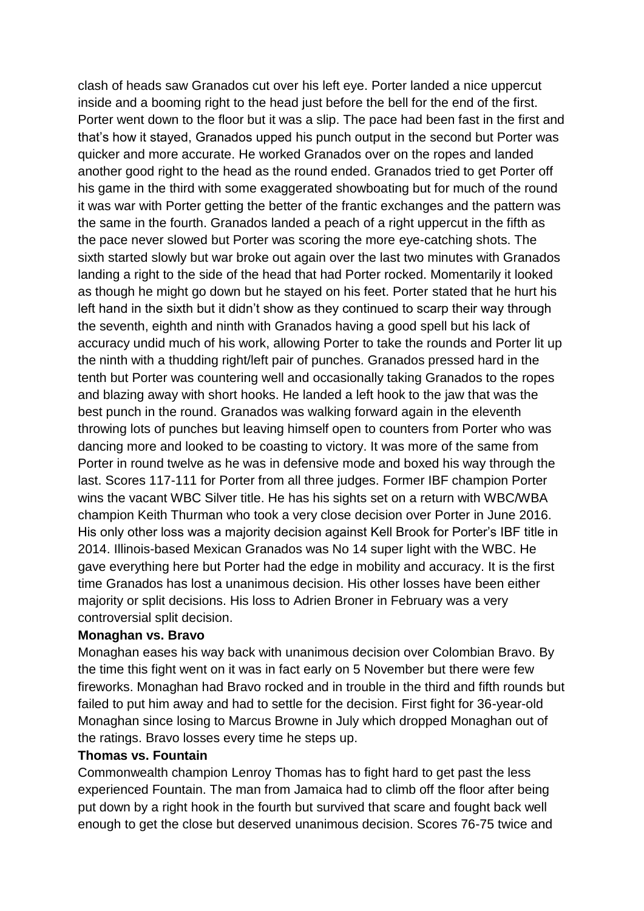clash of heads saw Granados cut over his left eye. Porter landed a nice uppercut inside and a booming right to the head just before the bell for the end of the first. Porter went down to the floor but it was a slip. The pace had been fast in the first and that's how it stayed, Granados upped his punch output in the second but Porter was quicker and more accurate. He worked Granados over on the ropes and landed another good right to the head as the round ended. Granados tried to get Porter off his game in the third with some exaggerated showboating but for much of the round it was war with Porter getting the better of the frantic exchanges and the pattern was the same in the fourth. Granados landed a peach of a right uppercut in the fifth as the pace never slowed but Porter was scoring the more eye-catching shots. The sixth started slowly but war broke out again over the last two minutes with Granados landing a right to the side of the head that had Porter rocked. Momentarily it looked as though he might go down but he stayed on his feet. Porter stated that he hurt his left hand in the sixth but it didn't show as they continued to scarp their way through the seventh, eighth and ninth with Granados having a good spell but his lack of accuracy undid much of his work, allowing Porter to take the rounds and Porter lit up the ninth with a thudding right/left pair of punches. Granados pressed hard in the tenth but Porter was countering well and occasionally taking Granados to the ropes and blazing away with short hooks. He landed a left hook to the jaw that was the best punch in the round. Granados was walking forward again in the eleventh throwing lots of punches but leaving himself open to counters from Porter who was dancing more and looked to be coasting to victory. It was more of the same from Porter in round twelve as he was in defensive mode and boxed his way through the last. Scores 117-111 for Porter from all three judges. Former IBF champion Porter wins the vacant WBC Silver title. He has his sights set on a return with WBC/WBA champion Keith Thurman who took a very close decision over Porter in June 2016. His only other loss was a majority decision against Kell Brook for Porter's IBF title in 2014. Illinois-based Mexican Granados was No 14 super light with the WBC. He gave everything here but Porter had the edge in mobility and accuracy. It is the first time Granados has lost a unanimous decision. His other losses have been either majority or split decisions. His loss to Adrien Broner in February was a very controversial split decision.

**Monaghan vs. Bravo**

Monaghan eases his way back with unanimous decision over Colombian Bravo. By the time this fight went on it was in fact early on 5 November but there were few fireworks. Monaghan had Bravo rocked and in trouble in the third and fifth rounds but failed to put him away and had to settle for the decision. First fight for 36-year-old Monaghan since losing to Marcus Browne in July which dropped Monaghan out of the ratings. Bravo losses every time he steps up.

**Thomas vs. Fountain**

Commonwealth champion Lenroy Thomas has to fight hard to get past the less experienced Fountain. The man from Jamaica had to climb off the floor after being put down by a right hook in the fourth but survived that scare and fought back well enough to get the close but deserved unanimous decision. Scores 76-75 twice and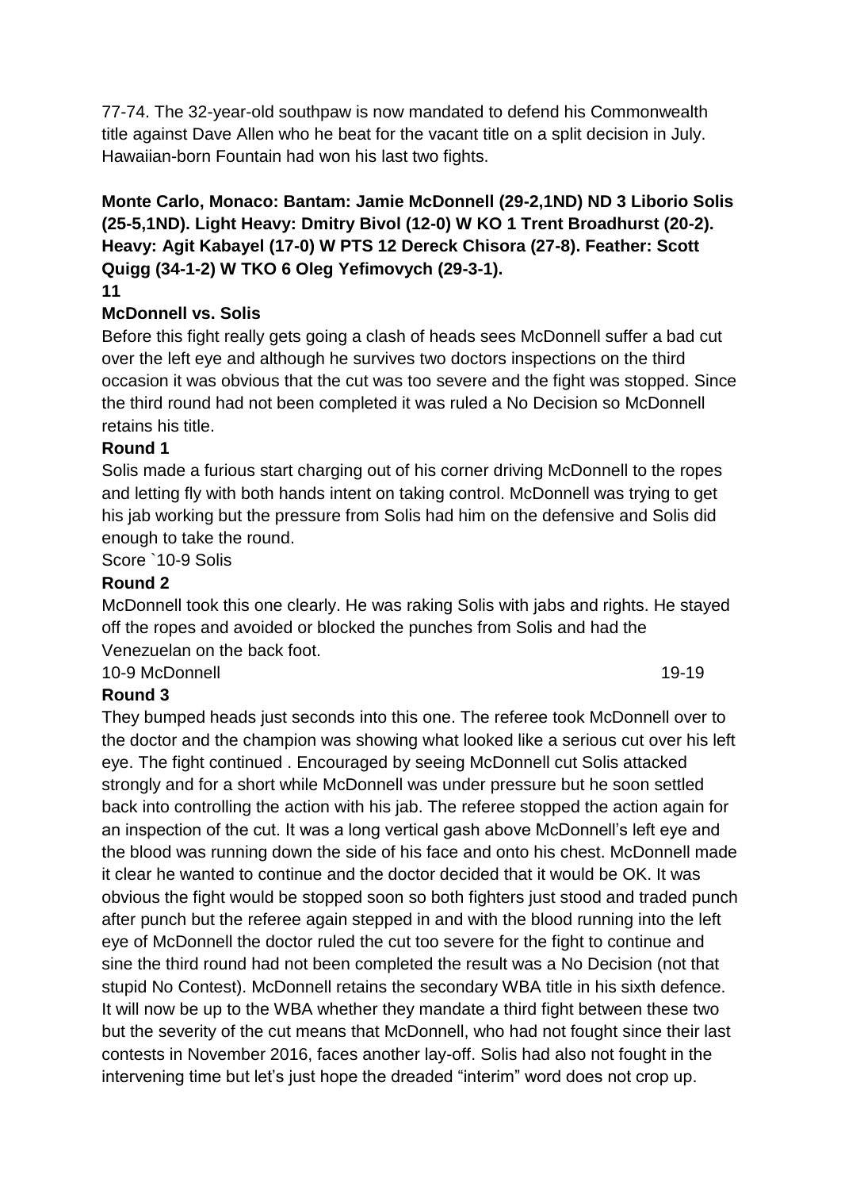77-74. The 32-year-old southpaw is now mandated to defend his Commonwealth title against Dave Allen who he beat for the vacant title on a split decision in July. Hawaiian-born Fountain had won his last two fights.

**Monte Carlo, Monaco: Bantam: Jamie McDonnell (29-2,1ND) ND 3 Liborio Solis (25-5,1ND). Light Heavy: Dmitry Bivol (12-0) W KO 1 Trent Broadhurst (20-2). Heavy: Agit Kabayel (17-0) W PTS 12 Dereck Chisora (27-8). Feather: Scott Quigg (34-1-2) W TKO 6 Oleg Yefimovych (29-3-1).**

### McDonnell vs. Solis

Before this fight really gets going a clash of heads sees McDonnell suffer a bad cut over the left eye and although he survives two doctors inspections on the third occasion it was obvious that the cut was too severe and the fight was stopped. Since the third round had not been completed it was ruled a No Decision so McDonnell retains his title.

**Round 1**

Solis made a furious start charging out of his corner driving McDonnell to the ropes and letting fly with both hands intent on taking control. McDonnell was trying to get his jab working but the pressure from Solis had him on the defensive and Solis did enough to take the round.

Score `10-9 Solis

**Round 2**

McDonnell took this one clearly. He was raking Solis with jabs and rights. He stayed off the ropes and avoided or blocked the punches from Solis and had the Venezuelan on the back foot.

10-9 McDonnell 19-19

**Round 3**

They bumped heads just seconds into this one. The referee took McDonnell over to the doctor and the champion was showing what looked like a serious cut over his left eye. The fight continued . Encouraged by seeing McDonnell cut Solis attacked strongly and for a short while McDonnell was under pressure but he soon settled back into controlling the action with his jab. The referee stopped the action again for an inspection of the cut. It was a long vertical gash above McDonnell's left eye and the blood was running down the side of his face and onto his chest. McDonnell made it clear he wanted to continue and the doctor decided that it would be OK. It was obvious the fight would be stopped soon so both fighters just stood and traded punch after punch but the referee again stepped in and with the blood running into the left eye of McDonnell the doctor ruled the cut too severe for the fight to continue and sine the third round had not been completed the result was a No Decision (not that stupid No Contest). McDonnell retains the secondary WBA title in his sixth defence. It will now be up to the WBA whether they mandate a third fight between these two but the severity of the cut means that McDonnell, who had not fought since their last contests in November 2016, faces another lay-off. Solis had also not fought in the intervening time but let's just hope the dreaded "interim" word does not crop up.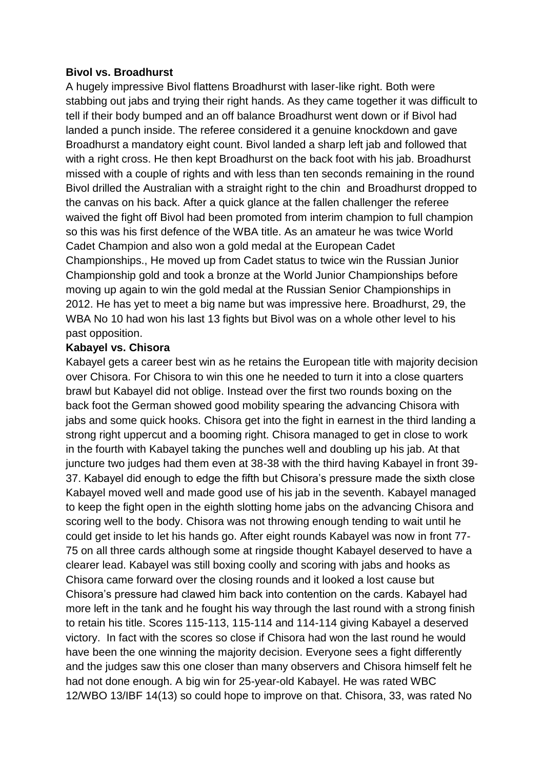**Bivol vs. Broadhurst**

A hugely impressive Bivol flattens Broadhurst with laser-like right. Both were stabbing out jabs and trying their right hands. As they came together it was difficult to tell if their body bumped and an off balance Broadhurst went down or if Bivol had landed a punch inside. The referee considered it a genuine knockdown and gave Broadhurst a mandatory eight count. Bivol landed a sharp left jab and followed that with a right cross. He then kept Broadhurst on the back foot with his jab. Broadhurst missed with a couple of rights and with less than ten seconds remaining in the round Bivol drilled the Australian with a straight right to the chin and Broadhurst dropped to the canvas on his back. After a quick glance at the fallen challenger the referee waived the fight off Bivol had been promoted from interim champion to full champion so this was his first defence of the WBA title. As an amateur he was twice World Cadet Champion and also won a gold medal at the European Cadet Championships., He moved up from Cadet status to twice win the Russian Junior Championship gold and took a bronze at the World Junior Championships before moving up again to win the gold medal at the Russian Senior Championships in 2012. He has yet to meet a big name but was impressive here. Broadhurst, 29, the WBA No 10 had won his last 13 fights but Bivol was on a whole other level to his past opposition.

**Kabayel vs. Chisora**

Kabayel gets a career best win as he retains the European title with majority decision over Chisora. For Chisora to win this one he needed to turn it into a close quarters brawl but Kabayel did not oblige. Instead over the first two rounds boxing on the back foot the German showed good mobility spearing the advancing Chisora with jabs and some quick hooks. Chisora get into the fight in earnest in the third landing a strong right uppercut and a booming right. Chisora managed to get in close to work in the fourth with Kabayel taking the punches well and doubling up his jab. At that juncture two judges had them even at 38-38 with the third having Kabayel in front 39-37. Kabayel did enough to edge the fifth but Chisora's pressure made the sixth close Kabayel moved well and made good use of his jab in the seventh. Kabayel managed to keep the fight open in the eighth slotting home jabs on the advancing Chisora and scoring well to the body. Chisora was not throwing enough tending to wait until he could get inside to let his hands go. After eight rounds Kabayel was now in front 77-75 on all three cards although some at ringside thought Kabayel deserved to have a clearer lead. Kabayel was still boxing coolly and scoring with jabs and hooks as Chisora came forward over the closing rounds and it looked a lost cause but Chisora's pressure had clawed him back into contention on the cards. Kabayel had more left in the tank and he fought his way through the last round with a strong finish to retain his title. Scores 115-113, 115-114 and 114-114 giving Kabayel a deserved victory. In fact with the scores so close if Chisora had won the last round he would have been the one winning the majority decision. Everyone sees a fight differently and the judges saw this one closer than many observers and Chisora himself felt he had not done enough. A big win for 25-year-old Kabayel. He was rated WBC 12/WBO 13/IBF 14(13) so could hope to improve on that. Chisora, 33, was rated No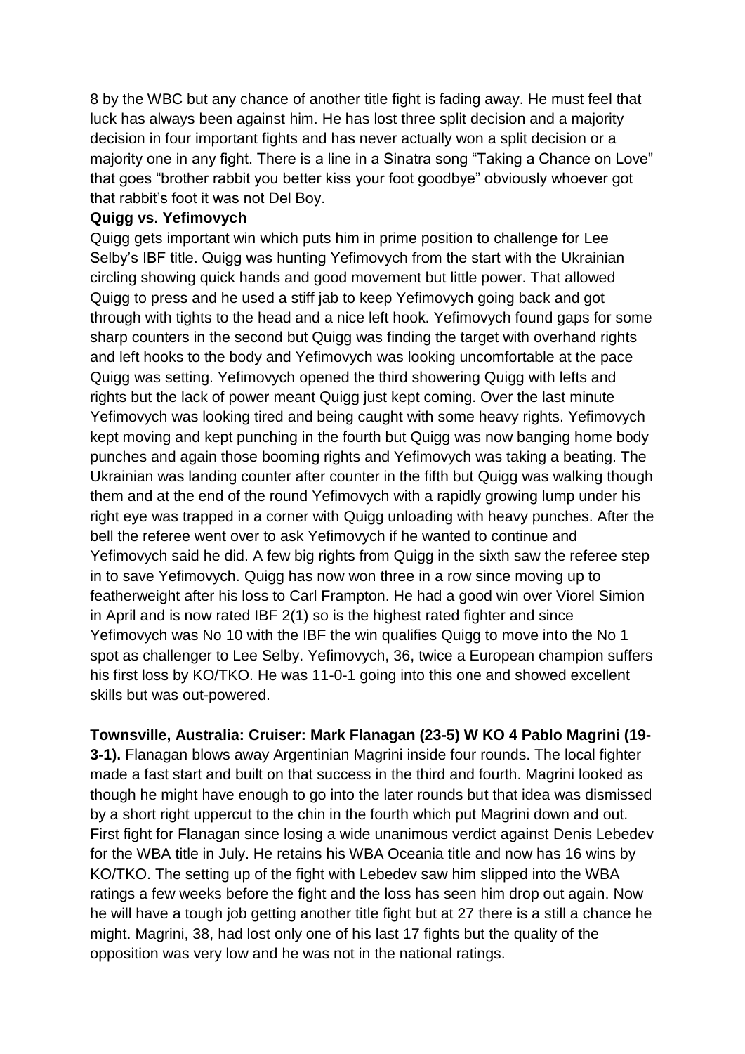8 by the WBC but any chance of another title fight is fading away. He must feel that luck has always been against him. He has lost three split decision and a majority decision in four important fights and has never actually won a split decision or a majority one in any fight. There is a line in a Sinatra song "Taking a Chance on Love" that goes "brother rabbit you better kiss your foot goodbye" obviously whoever got that rabbit's foot it was not Del Boy.

**Quigg vs. Yefimovych**

Quigg gets important win which puts him in prime position to challenge for Lee Selby's IBF title. Quigg was hunting Yefimovych from the start with the Ukrainian circling showing quick hands and good movement but little power. That allowed Quigg to press and he used a stiff jab to keep Yefimovych going back and got through with tights to the head and a nice left hook. Yefimovych found gaps for some sharp counters in the second but Quigg was finding the target with overhand rights and left hooks to the body and Yefimovych was looking uncomfortable at the pace Quigg was setting. Yefimovych opened the third showering Quigg with lefts and rights but the lack of power meant Quigg just kept coming. Over the last minute Yefimovych was looking tired and being caught with some heavy rights. Yefimovych kept moving and kept punching in the fourth but Quigg was now banging home body punches and again those booming rights and Yefimovych was taking a beating. The Ukrainian was landing counter after counter in the fifth but Quigg was walking though them and at the end of the round Yefimovych with a rapidly growing lump under his right eye was trapped in a corner with Quigg unloading with heavy punches. After the bell the referee went over to ask Yefimovych if he wanted to continue and Yefimovych said he did. A few big rights from Quigg in the sixth saw the referee step in to save Yefimovych. Quigg has now won three in a row since moving up to featherweight after his loss to Carl Frampton. He had a good win over Viorel Simion in April and is now rated IBF 2(1) so is the highest rated fighter and since Yefimovych was No 10 with the IBF the win qualifies Quigg to move into the No 1 spot as challenger to Lee Selby. Yefimovych, 36, twice a European champion suffers his first loss by KO/TKO. He was 11-0-1 going into this one and showed excellent skills but was out-powered.

**Townsville, Australia: Cruiser: Mark Flanagan (23-5) W KO 4 Pablo Magrini (19-3-1).** Flanagan blows away Argentinian Magrini inside four rounds. The local fighter made a fast start and built on that success in the third and fourth. Magrini looked as though he might have enough to go into the later rounds but that idea was dismissed by a short right uppercut to the chin in the fourth which put Magrini down and out. First fight for Flanagan since losing a wide unanimous verdict against Denis Lebedev for the WBA title in July. He retains his WBA Oceania title and now has 16 wins by KO/TKO. The setting up of the fight with Lebedev saw him slipped into the WBA ratings a few weeks before the fight and the loss has seen him drop out again. Now he will have a tough job getting another title fight but at 27 there is a still a chance he might. Magrini, 38, had lost only one of his last 17 fights but the quality of the opposition was very low and he was not in the national ratings.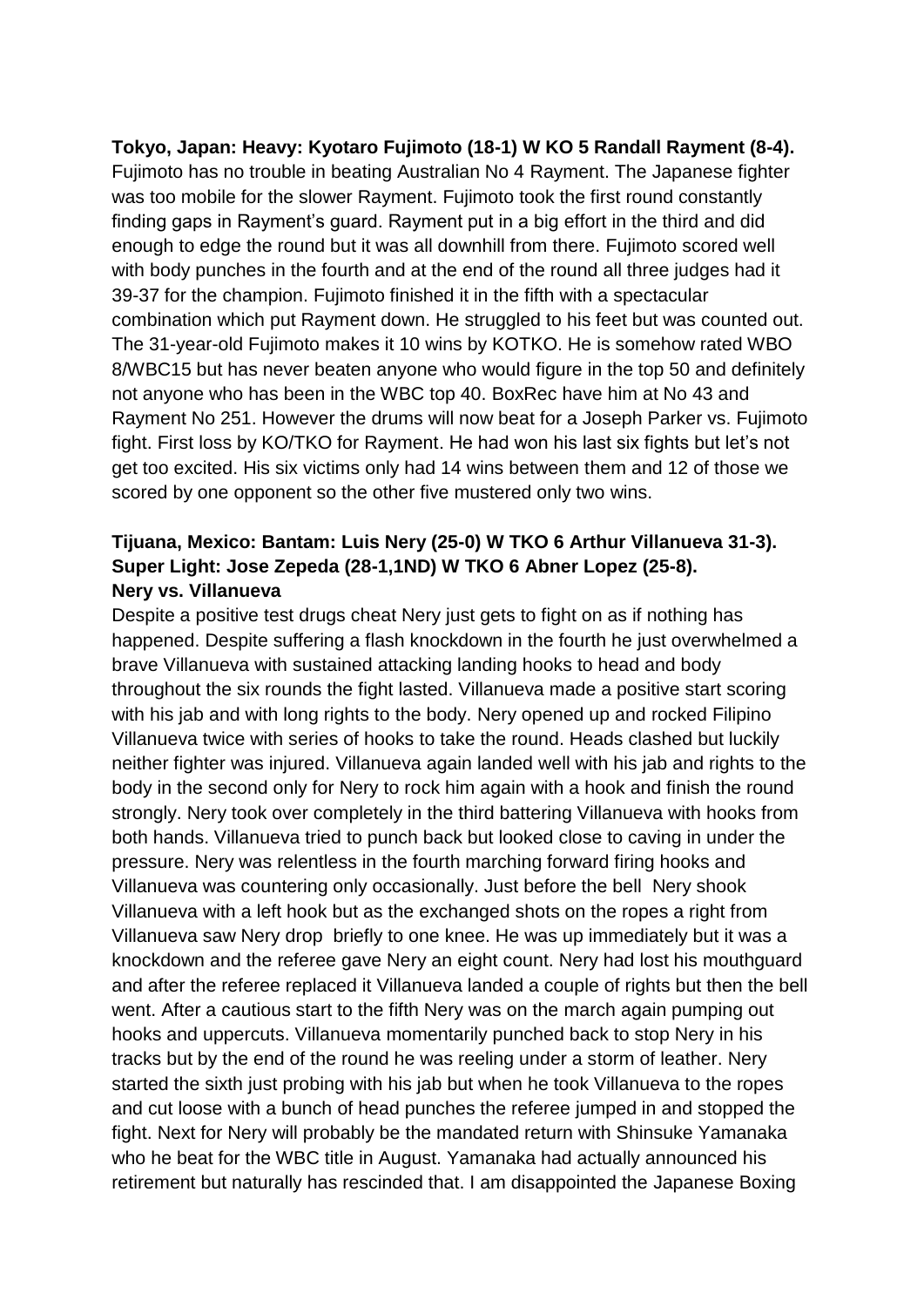**Tokyo, Japan: Heavy: Kyotaro Fujimoto (18-1) W KO 5 Randall Rayment (8-4).**
Fujimoto has no trouble in beating Australian No 4 Rayment. The Japanese fighter was too mobile for the slower Rayment. Fujimoto took the first round constantly finding gaps in Rayment's guard. Rayment put in a big effort in the third and did enough to edge the round but it was all downhill from there. Fujimoto scored well with body punches in the fourth and at the end of the round all three judges had it 39-37 for the champion. Fujimoto finished it in the fifth with a spectacular combination which put Rayment down. He struggled to his feet but was counted out. The 31-year-old Fujimoto makes it 10 wins by KOTKO. He is somehow rated WBO 8/WBC15 but has never beaten anyone who would figure in the top 50 and definitely not anyone who has been in the WBC top 40. BoxRec have him at No 43 and Rayment No 251. However the drums will now beat for a Joseph Parker vs. Fujimoto fight. First loss by KO/TKO for Rayment. He had won his last six fights but let's not get too excited. His six victims only had 14 wins between them and 12 of those we scored by one opponent so the other five mustered only two wins.

**Tijuana, Mexico: Bantam: Luis Nery (25-0) W TKO 6 Arthur Villanueva 31-3). Super Light: Jose Zepeda (28-1,1ND) W TKO 6 Abner Lopez (25-8).**
**Nery vs. Villanueva**
Despite a positive test drugs cheat Nery just gets to fight on as if nothing has happened. Despite suffering a flash knockdown in the fourth he just overwhelmed a brave Villanueva with sustained attacking landing hooks to head and body throughout the six rounds the fight lasted. Villanueva made a positive start scoring with his jab and with long rights to the body. Nery opened up and rocked Filipino Villanueva twice with series of hooks to take the round. Heads clashed but luckily neither fighter was injured. Villanueva again landed well with his jab and rights to the body in the second only for Nery to rock him again with a hook and finish the round strongly. Nery took over completely in the third battering Villanueva with hooks from both hands. Villanueva tried to punch back but looked close to caving in under the pressure. Nery was relentless in the fourth marching forward firing hooks and Villanueva was countering only occasionally. Just before the bell Nery shook Villanueva with a left hook but as the exchanged shots on the ropes a right from Villanueva saw Nery drop briefly to one knee. He was up immediately but it was a knockdown and the referee gave Nery an eight count. Nery had lost his mouthguard and after the referee replaced it Villanueva landed a couple of rights but then the bell went. After a cautious start to the fifth Nery was on the march again pumping out hooks and uppercuts. Villanueva momentarily punched back to stop Nery in his tracks but by the end of the round he was reeling under a storm of leather. Nery started the sixth just probing with his jab but when he took Villanueva to the ropes and cut loose with a bunch of head punches the referee jumped in and stopped the fight. Next for Nery will probably be the mandated return with Shinsuke Yamanaka who he beat for the WBC title in August. Yamanaka had actually announced his retirement but naturally has rescinded that. I am disappointed the Japanese Boxing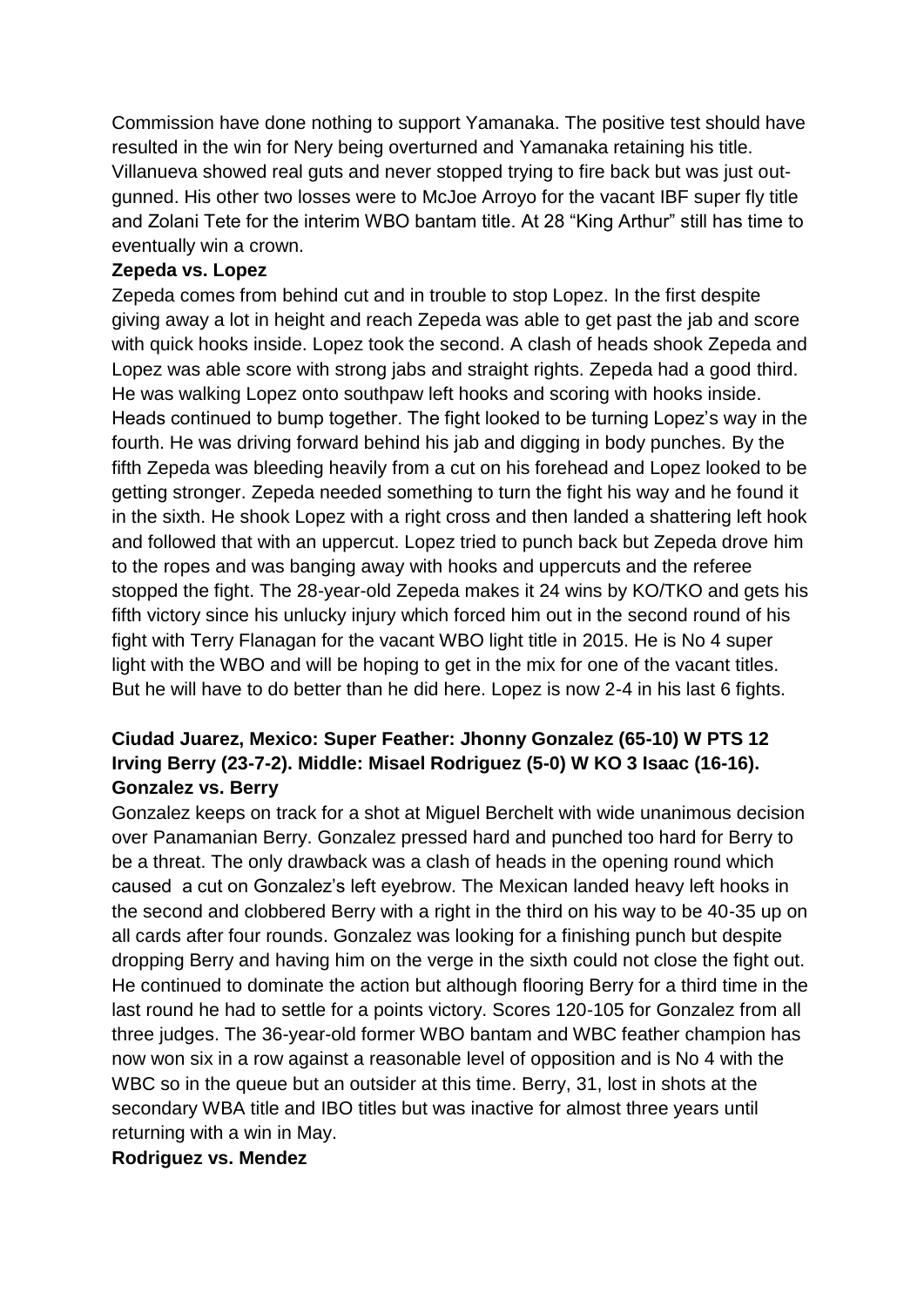Commission have done nothing to support Yamanaka. The positive test should have resulted in the win for Nery being overturned and Yamanaka retaining his title. Villanueva showed real guts and never stopped trying to fire back but was just out-gunned. His other two losses were to McJoe Arroyo for the vacant IBF super fly title and Zolani Tete for the interim WBO bantam title. At 28 "King Arthur" still has time to eventually win a crown.

**Zepeda vs. Lopez**

Zepeda comes from behind cut and in trouble to stop Lopez. In the first despite giving away a lot in height and reach Zepeda was able to get past the jab and score with quick hooks inside. Lopez took the second. A clash of heads shook Zepeda and Lopez was able score with strong jabs and straight rights. Zepeda had a good third. He was walking Lopez onto southpaw left hooks and scoring with hooks inside. Heads continued to bump together. The fight looked to be turning Lopez's way in the fourth. He was driving forward behind his jab and digging in body punches. By the fifth Zepeda was bleeding heavily from a cut on his forehead and Lopez looked to be getting stronger. Zepeda needed something to turn the fight his way and he found it in the sixth. He shook Lopez with a right cross and then landed a shattering left hook and followed that with an uppercut. Lopez tried to punch back but Zepeda drove him to the ropes and was banging away with hooks and uppercuts and the referee stopped the fight. The 28-year-old Zepeda makes it 24 wins by KO/TKO and gets his fifth victory since his unlucky injury which forced him out in the second round of his fight with Terry Flanagan for the vacant WBO light title in 2015. He is No 4 super light with the WBO and will be hoping to get in the mix for one of the vacant titles. But he will have to do better than he did here. Lopez is now 2-4 in his last 6 fights.

**Ciudad Juarez, Mexico: Super Feather: Jhonny Gonzalez (65-10) W PTS 12 Irving Berry (23-7-2). Middle: Misael Rodriguez (5-0) W KO 3 Isaac (16-16).**

**Gonzalez vs. Berry**

Gonzalez keeps on track for a shot at Miguel Berchelt with wide unanimous decision over Panamanian Berry. Gonzalez pressed hard and punched too hard for Berry to be a threat. The only drawback was a clash of heads in the opening round which caused a cut on Gonzalez's left eyebrow. The Mexican landed heavy left hooks in the second and clobbered Berry with a right in the third on his way to be 40-35 up on all cards after four rounds. Gonzalez was looking for a finishing punch but despite dropping Berry and having him on the verge in the sixth could not close the fight out. He continued to dominate the action but although flooring Berry for a third time in the last round he had to settle for a points victory. Scores 120-105 for Gonzalez from all three judges. The 36-year-old former WBO bantam and WBC feather champion has now won six in a row against a reasonable level of opposition and is No 4 with the WBC so in the queue but an outsider at this time. Berry, 31, lost in shots at the secondary WBA title and IBO titles but was inactive for almost three years until returning with a win in May.

**Rodriguez vs. Mendez**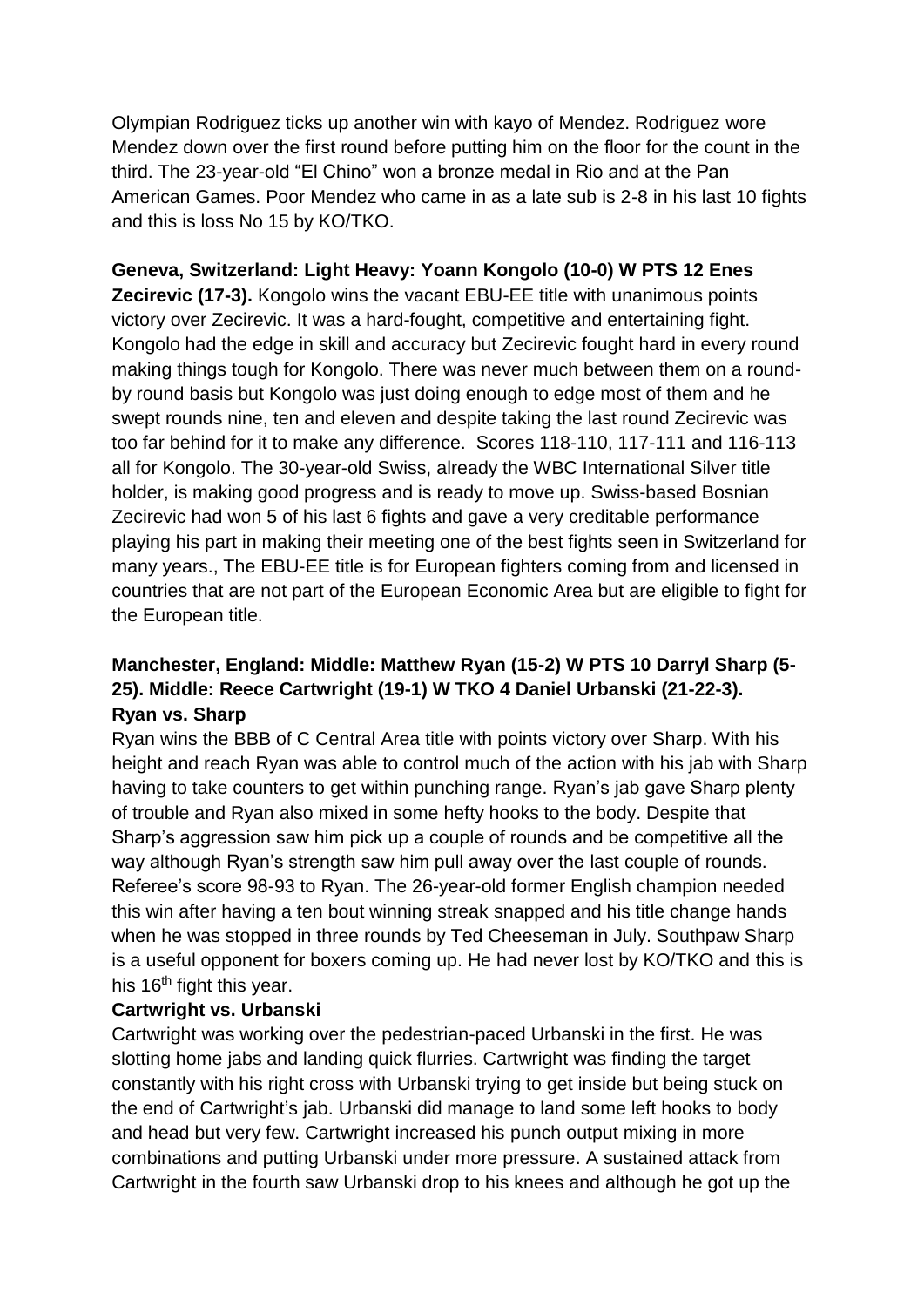Olympian Rodriguez ticks up another win with kayo of Mendez. Rodriguez wore Mendez down over the first round before putting him on the floor for the count in the third. The 23-year-old "El Chino" won a bronze medal in Rio and at the Pan American Games. Poor Mendez who came in as a late sub is 2-8 in his last 10 fights and this is loss No 15 by KO/TKO.

**Geneva, Switzerland: Light Heavy: Yoann Kongolo (10-0) W PTS 12 Enes Zecirevic (17-3).** Kongolo wins the vacant EBU-EE title with unanimous points victory over Zecirevic. It was a hard-fought, competitive and entertaining fight. Kongolo had the edge in skill and accuracy but Zecirevic fought hard in every round making things tough for Kongolo. There was never much between them on a round-by round basis but Kongolo was just doing enough to edge most of them and he swept rounds nine, ten and eleven and despite taking the last round Zecirevic was too far behind for it to make any difference. Scores 118-110, 117-111 and 116-113 all for Kongolo. The 30-year-old Swiss, already the WBC International Silver title holder, is making good progress and is ready to move up. Swiss-based Bosnian Zecirevic had won 5 of his last 6 fights and gave a very creditable performance playing his part in making their meeting one of the best fights seen in Switzerland for many years., The EBU-EE title is for European fighters coming from and licensed in countries that are not part of the European Economic Area but are eligible to fight for the European title.

**Manchester, England: Middle: Matthew Ryan (15-2) W PTS 10 Darryl Sharp (5-25). Middle: Reece Cartwright (19-1) W TKO 4 Daniel Urbanski (21-22-3).**

**Ryan vs. Sharp**

Ryan wins the BBB of C Central Area title with points victory over Sharp. With his height and reach Ryan was able to control much of the action with his jab with Sharp having to take counters to get within punching range. Ryan's jab gave Sharp plenty of trouble and Ryan also mixed in some hefty hooks to the body. Despite that Sharp's aggression saw him pick up a couple of rounds and be competitive all the way although Ryan's strength saw him pull away over the last couple of rounds. Referee's score 98-93 to Ryan. The 26-year-old former English champion needed this win after having a ten bout winning streak snapped and his title change hands when he was stopped in three rounds by Ted Cheeseman in July. Southpaw Sharp is a useful opponent for boxers coming up. He had never lost by KO/TKO and this is his 16th fight this year.

**Cartwright vs. Urbanski**

Cartwright was working over the pedestrian-paced Urbanski in the first. He was slotting home jabs and landing quick flurries. Cartwright was finding the target constantly with his right cross with Urbanski trying to get inside but being stuck on the end of Cartwright's jab. Urbanski did manage to land some left hooks to body and head but very few. Cartwright increased his punch output mixing in more combinations and putting Urbanski under more pressure. A sustained attack from Cartwright in the fourth saw Urbanski drop to his knees and although he got up the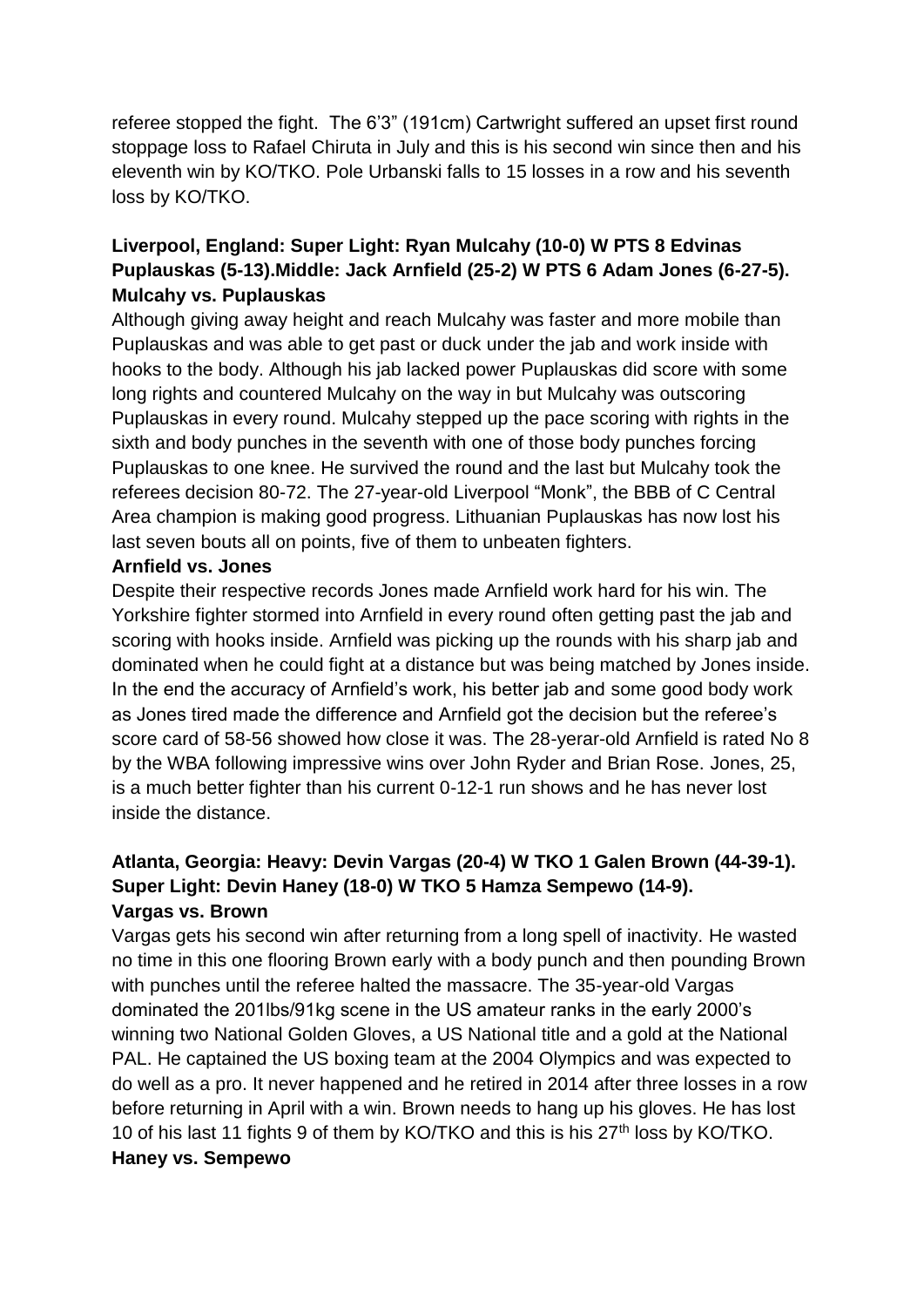referee stopped the fight. The 6'3" (191cm) Cartwright suffered an upset first round stoppage loss to Rafael Chiruta in July and this is his second win since then and his eleventh win by KO/TKO. Pole Urbanski falls to 15 losses in a row and his seventh loss by KO/TKO.

**Liverpool, England: Super Light: Ryan Mulcahy (10-0) W PTS 8 Edvinas Puplauskas (5-13).Middle: Jack Arnfield (25-2) W PTS 6 Adam Jones (6-27-5).**

**Mulcahy vs. Puplauskas**

Although giving away height and reach Mulcahy was faster and more mobile than Puplauskas and was able to get past or duck under the jab and work inside with hooks to the body. Although his jab lacked power Puplauskas did score with some long rights and countered Mulcahy on the way in but Mulcahy was outscoring Puplauskas in every round. Mulcahy stepped up the pace scoring with rights in the sixth and body punches in the seventh with one of those body punches forcing Puplauskas to one knee. He survived the round and the last but Mulcahy took the referees decision 80-72. The 27-year-old Liverpool "Monk", the BBB of C Central Area champion is making good progress. Lithuanian Puplauskas has now lost his last seven bouts all on points, five of them to unbeaten fighters.

**Arnfield vs. Jones**

Despite their respective records Jones made Arnfield work hard for his win. The Yorkshire fighter stormed into Arnfield in every round often getting past the jab and scoring with hooks inside. Arnfield was picking up the rounds with his sharp jab and dominated when he could fight at a distance but was being matched by Jones inside. In the end the accuracy of Arnfield's work, his better jab and some good body work as Jones tired made the difference and Arnfield got the decision but the referee's score card of 58-56 showed how close it was. The 28-yerar-old Arnfield is rated No 8 by the WBA following impressive wins over John Ryder and Brian Rose. Jones, 25, is a much better fighter than his current 0-12-1 run shows and he has never lost inside the distance.

**Atlanta, Georgia: Heavy: Devin Vargas (20-4) W TKO 1 Galen Brown (44-39-1). Super Light: Devin Haney (18-0) W TKO 5 Hamza Sempewo (14-9).**

**Vargas vs. Brown**

Vargas gets his second win after returning from a long spell of inactivity. He wasted no time in this one flooring Brown early with a body punch and then pounding Brown with punches until the referee halted the massacre. The 35-year-old Vargas dominated the 201lbs/91kg scene in the US amateur ranks in the early 2000's winning two National Golden Gloves, a US National title and a gold at the National PAL. He captained the US boxing team at the 2004 Olympics and was expected to do well as a pro. It never happened and he retired in 2014 after three losses in a row before returning in April with a win. Brown needs to hang up his gloves. He has lost 10 of his last 11 fights 9 of them by KO/TKO and this is his 27th loss by KO/TKO.

**Haney vs. Sempewo**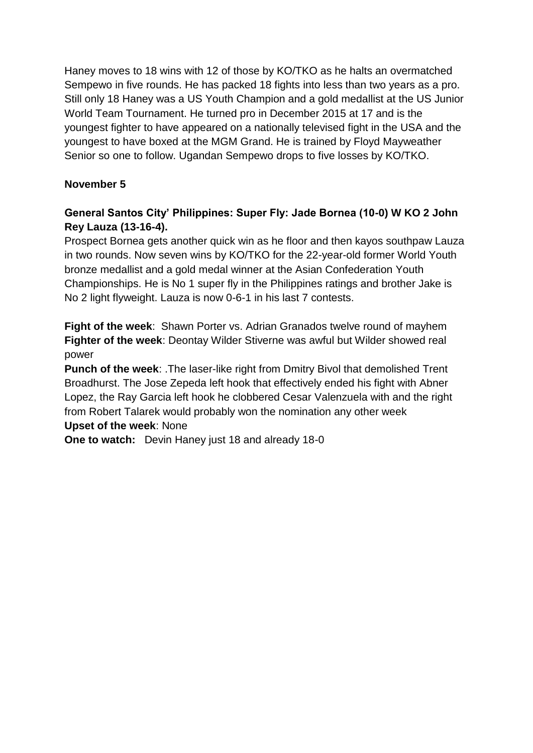Haney moves to 18 wins with 12 of those by KO/TKO as he halts an overmatched Sempewo in five rounds. He has packed 18 fights into less than two years as a pro. Still only 18 Haney was a US Youth Champion and a gold medallist at the US Junior World Team Tournament. He turned pro in December 2015 at 17 and is the youngest fighter to have appeared on a nationally televised fight in the USA and the youngest to have boxed at the MGM Grand. He is trained by Floyd Mayweather Senior so one to follow. Ugandan Sempewo drops to five losses by KO/TKO.

**November 5**

**General Santos City' Philippines: Super Fly: Jade Bornea (10-0) W KO 2 John Rey Lauza (13-16-4).**

Prospect Bornea gets another quick win as he floor and then kayos southpaw Lauza in two rounds. Now seven wins by KO/TKO for the 22-year-old former World Youth bronze medallist and a gold medal winner at the Asian Confederation Youth Championships. He is No 1 super fly in the Philippines ratings and brother Jake is No 2 light flyweight. Lauza is now 0-6-1 in his last 7 contests.

**Fight of the week**: Shawn Porter vs. Adrian Granados twelve round of mayhem
**Fighter of the week**: Deontay Wilder Stiverne was awful but Wilder showed real power
**Punch of the week**: .The laser-like right from Dmitry Bivol that demolished Trent Broadhurst. The Jose Zepeda left hook that effectively ended his fight with Abner Lopez, the Ray Garcia left hook he clobbered Cesar Valenzuela with and the right from Robert Talarek would probably won the nomination any other week
**Upset of the week**: None
**One to watch:** Devin Haney just 18 and already 18-0